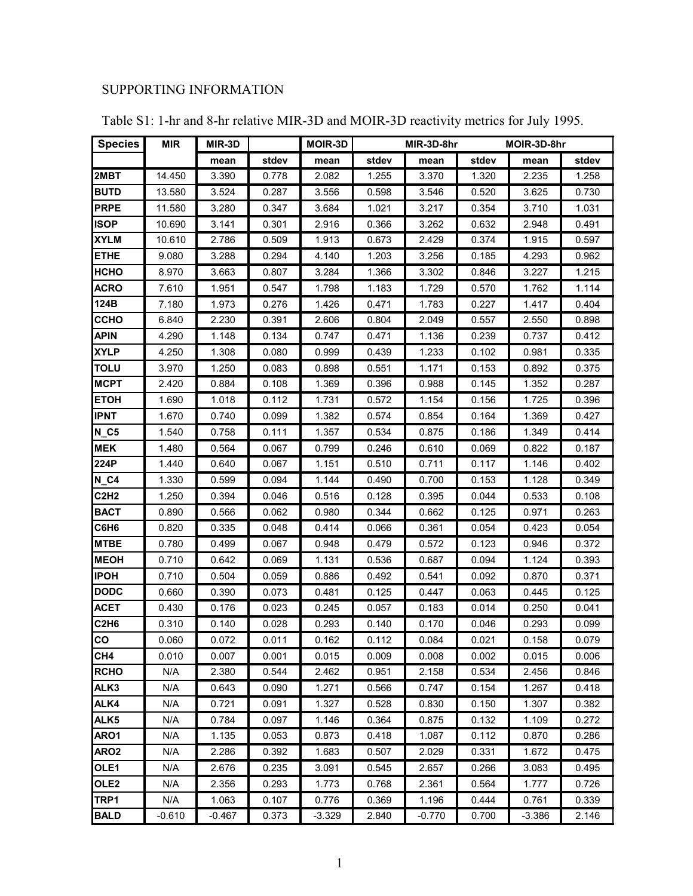SUPPORTING INFORMATION

Table S1: 1-hr and 8-hr relative MIR-3D and MOIR-3D reactivity metrics for July 1995.

| Species | MIR | MIR-3D | | MOIR-3D | | MIR-3D-8hr | | MOIR-3D-8hr | |
|---|---|---|---|---|---|---|---|---|---|
| | | mean | stdev | mean | stdev | mean | stdev | mean | stdev |
| 2MBT | 14.450 | 3.390 | 0.778 | 2.082 | 1.255 | 3.370 | 1.320 | 2.235 | 1.258 |
| BUTD | 13.580 | 3.524 | 0.287 | 3.556 | 0.598 | 3.546 | 0.520 | 3.625 | 0.730 |
| PRPE | 11.580 | 3.280 | 0.347 | 3.684 | 1.021 | 3.217 | 0.354 | 3.710 | 1.031 |
| ISOP | 10.690 | 3.141 | 0.301 | 2.916 | 0.366 | 3.262 | 0.632 | 2.948 | 0.491 |
| XYLM | 10.610 | 2.786 | 0.509 | 1.913 | 0.673 | 2.429 | 0.374 | 1.915 | 0.597 |
| ETHE | 9.080 | 3.288 | 0.294 | 4.140 | 1.203 | 3.256 | 0.185 | 4.293 | 0.962 |
| HCHO | 8.970 | 3.663 | 0.807 | 3.284 | 1.366 | 3.302 | 0.846 | 3.227 | 1.215 |
| ACRO | 7.610 | 1.951 | 0.547 | 1.798 | 1.183 | 1.729 | 0.570 | 1.762 | 1.114 |
| 124B | 7.180 | 1.973 | 0.276 | 1.426 | 0.471 | 1.783 | 0.227 | 1.417 | 0.404 |
| CCHO | 6.840 | 2.230 | 0.391 | 2.606 | 0.804 | 2.049 | 0.557 | 2.550 | 0.898 |
| APIN | 4.290 | 1.148 | 0.134 | 0.747 | 0.471 | 1.136 | 0.239 | 0.737 | 0.412 |
| XYLP | 4.250 | 1.308 | 0.080 | 0.999 | 0.439 | 1.233 | 0.102 | 0.981 | 0.335 |
| TOLU | 3.970 | 1.250 | 0.083 | 0.898 | 0.551 | 1.171 | 0.153 | 0.892 | 0.375 |
| MCPT | 2.420 | 0.884 | 0.108 | 1.369 | 0.396 | 0.988 | 0.145 | 1.352 | 0.287 |
| ETOH | 1.690 | 1.018 | 0.112 | 1.731 | 0.572 | 1.154 | 0.156 | 1.725 | 0.396 |
| IPNT | 1.670 | 0.740 | 0.099 | 1.382 | 0.574 | 0.854 | 0.164 | 1.369 | 0.427 |
| N_C5 | 1.540 | 0.758 | 0.111 | 1.357 | 0.534 | 0.875 | 0.186 | 1.349 | 0.414 |
| MEK | 1.480 | 0.564 | 0.067 | 0.799 | 0.246 | 0.610 | 0.069 | 0.822 | 0.187 |
| 224P | 1.440 | 0.640 | 0.067 | 1.151 | 0.510 | 0.711 | 0.117 | 1.146 | 0.402 |
| N_C4 | 1.330 | 0.599 | 0.094 | 1.144 | 0.490 | 0.700 | 0.153 | 1.128 | 0.349 |
| C2H2 | 1.250 | 0.394 | 0.046 | 0.516 | 0.128 | 0.395 | 0.044 | 0.533 | 0.108 |
| BACT | 0.890 | 0.566 | 0.062 | 0.980 | 0.344 | 0.662 | 0.125 | 0.971 | 0.263 |
| C6H6 | 0.820 | 0.335 | 0.048 | 0.414 | 0.066 | 0.361 | 0.054 | 0.423 | 0.054 |
| MTBE | 0.780 | 0.499 | 0.067 | 0.948 | 0.479 | 0.572 | 0.123 | 0.946 | 0.372 |
| MEOH | 0.710 | 0.642 | 0.069 | 1.131 | 0.536 | 0.687 | 0.094 | 1.124 | 0.393 |
| IPOH | 0.710 | 0.504 | 0.059 | 0.886 | 0.492 | 0.541 | 0.092 | 0.870 | 0.371 |
| DODC | 0.660 | 0.390 | 0.073 | 0.481 | 0.125 | 0.447 | 0.063 | 0.445 | 0.125 |
| ACET | 0.430 | 0.176 | 0.023 | 0.245 | 0.057 | 0.183 | 0.014 | 0.250 | 0.041 |
| C2H6 | 0.310 | 0.140 | 0.028 | 0.293 | 0.140 | 0.170 | 0.046 | 0.293 | 0.099 |
| CO | 0.060 | 0.072 | 0.011 | 0.162 | 0.112 | 0.084 | 0.021 | 0.158 | 0.079 |
| CH4 | 0.010 | 0.007 | 0.001 | 0.015 | 0.009 | 0.008 | 0.002 | 0.015 | 0.006 |
| RCHO | N/A | 2.380 | 0.544 | 2.462 | 0.951 | 2.158 | 0.534 | 2.456 | 0.846 |
| ALK3 | N/A | 0.643 | 0.090 | 1.271 | 0.566 | 0.747 | 0.154 | 1.267 | 0.418 |
| ALK4 | N/A | 0.721 | 0.091 | 1.327 | 0.528 | 0.830 | 0.150 | 1.307 | 0.382 |
| ALK5 | N/A | 0.784 | 0.097 | 1.146 | 0.364 | 0.875 | 0.132 | 1.109 | 0.272 |
| ARO1 | N/A | 1.135 | 0.053 | 0.873 | 0.418 | 1.087 | 0.112 | 0.870 | 0.286 |
| ARO2 | N/A | 2.286 | 0.392 | 1.683 | 0.507 | 2.029 | 0.331 | 1.672 | 0.475 |
| OLE1 | N/A | 2.676 | 0.235 | 3.091 | 0.545 | 2.657 | 0.266 | 3.083 | 0.495 |
| OLE2 | N/A | 2.356 | 0.293 | 1.773 | 0.768 | 2.361 | 0.564 | 1.777 | 0.726 |
| TRP1 | N/A | 1.063 | 0.107 | 0.776 | 0.369 | 1.196 | 0.444 | 0.761 | 0.339 |
| BALD | -0.610 | -0.467 | 0.373 | -3.329 | 2.840 | -0.770 | 0.700 | -3.386 | 2.146 |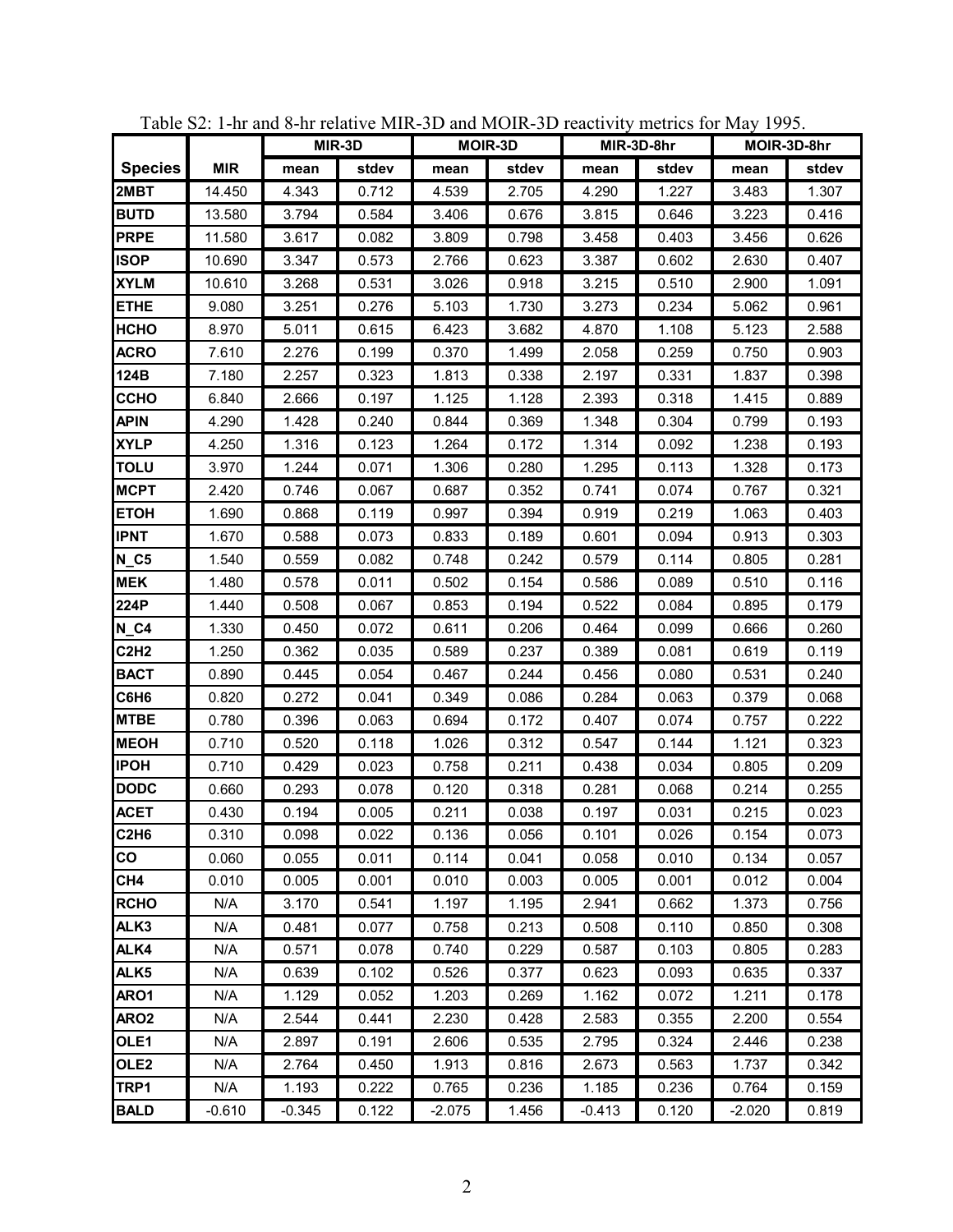Table S2: 1-hr and 8-hr relative MIR-3D and MOIR-3D reactivity metrics for May 1995.

| | | MIR-3D | | MOIR-3D | | MIR-3D-8hr | | MOIR-3D-8hr | |
|---|---|---|---|---|---|---|---|---|---|
| **Species** | **MIR** | **mean** | **stdev** | **mean** | **stdev** | **mean** | **stdev** | **mean** | **stdev** |
| **2MBT** | 14.450 | 4.343 | 0.712 | 4.539 | 2.705 | 4.290 | 1.227 | 3.483 | 1.307 |
| **BUTD** | 13.580 | 3.794 | 0.584 | 3.406 | 0.676 | 3.815 | 0.646 | 3.223 | 0.416 |
| **PRPE** | 11.580 | 3.617 | 0.082 | 3.809 | 0.798 | 3.458 | 0.403 | 3.456 | 0.626 |
| **ISOP** | 10.690 | 3.347 | 0.573 | 2.766 | 0.623 | 3.387 | 0.602 | 2.630 | 0.407 |
| **XYLM** | 10.610 | 3.268 | 0.531 | 3.026 | 0.918 | 3.215 | 0.510 | 2.900 | 1.091 |
| **ETHE** | 9.080 | 3.251 | 0.276 | 5.103 | 1.730 | 3.273 | 0.234 | 5.062 | 0.961 |
| **HCHO** | 8.970 | 5.011 | 0.615 | 6.423 | 3.682 | 4.870 | 1.108 | 5.123 | 2.588 |
| **ACRO** | 7.610 | 2.276 | 0.199 | 0.370 | 1.499 | 2.058 | 0.259 | 0.750 | 0.903 |
| **124B** | 7.180 | 2.257 | 0.323 | 1.813 | 0.338 | 2.197 | 0.331 | 1.837 | 0.398 |
| **CCHO** | 6.840 | 2.666 | 0.197 | 1.125 | 1.128 | 2.393 | 0.318 | 1.415 | 0.889 |
| **APIN** | 4.290 | 1.428 | 0.240 | 0.844 | 0.369 | 1.348 | 0.304 | 0.799 | 0.193 |
| **XYLP** | 4.250 | 1.316 | 0.123 | 1.264 | 0.172 | 1.314 | 0.092 | 1.238 | 0.193 |
| **TOLU** | 3.970 | 1.244 | 0.071 | 1.306 | 0.280 | 1.295 | 0.113 | 1.328 | 0.173 |
| **MCPT** | 2.420 | 0.746 | 0.067 | 0.687 | 0.352 | 0.741 | 0.074 | 0.767 | 0.321 |
| **ETOH** | 1.690 | 0.868 | 0.119 | 0.997 | 0.394 | 0.919 | 0.219 | 1.063 | 0.403 |
| **IPNT** | 1.670 | 0.588 | 0.073 | 0.833 | 0.189 | 0.601 | 0.094 | 0.913 | 0.303 |
| **N_C5** | 1.540 | 0.559 | 0.082 | 0.748 | 0.242 | 0.579 | 0.114 | 0.805 | 0.281 |
| **MEK** | 1.480 | 0.578 | 0.011 | 0.502 | 0.154 | 0.586 | 0.089 | 0.510 | 0.116 |
| **224P** | 1.440 | 0.508 | 0.067 | 0.853 | 0.194 | 0.522 | 0.084 | 0.895 | 0.179 |
| **N_C4** | 1.330 | 0.450 | 0.072 | 0.611 | 0.206 | 0.464 | 0.099 | 0.666 | 0.260 |
| **C2H2** | 1.250 | 0.362 | 0.035 | 0.589 | 0.237 | 0.389 | 0.081 | 0.619 | 0.119 |
| **BACT** | 0.890 | 0.445 | 0.054 | 0.467 | 0.244 | 0.456 | 0.080 | 0.531 | 0.240 |
| **C6H6** | 0.820 | 0.272 | 0.041 | 0.349 | 0.086 | 0.284 | 0.063 | 0.379 | 0.068 |
| **MTBE** | 0.780 | 0.396 | 0.063 | 0.694 | 0.172 | 0.407 | 0.074 | 0.757 | 0.222 |
| **MEOH** | 0.710 | 0.520 | 0.118 | 1.026 | 0.312 | 0.547 | 0.144 | 1.121 | 0.323 |
| **IPOH** | 0.710 | 0.429 | 0.023 | 0.758 | 0.211 | 0.438 | 0.034 | 0.805 | 0.209 |
| **DODC** | 0.660 | 0.293 | 0.078 | 0.120 | 0.318 | 0.281 | 0.068 | 0.214 | 0.255 |
| **ACET** | 0.430 | 0.194 | 0.005 | 0.211 | 0.038 | 0.197 | 0.031 | 0.215 | 0.023 |
| **C2H6** | 0.310 | 0.098 | 0.022 | 0.136 | 0.056 | 0.101 | 0.026 | 0.154 | 0.073 |
| **CO** | 0.060 | 0.055 | 0.011 | 0.114 | 0.041 | 0.058 | 0.010 | 0.134 | 0.057 |
| **CH4** | 0.010 | 0.005 | 0.001 | 0.010 | 0.003 | 0.005 | 0.001 | 0.012 | 0.004 |
| **RCHO** | N/A | 3.170 | 0.541 | 1.197 | 1.195 | 2.941 | 0.662 | 1.373 | 0.756 |
| **ALK3** | N/A | 0.481 | 0.077 | 0.758 | 0.213 | 0.508 | 0.110 | 0.850 | 0.308 |
| **ALK4** | N/A | 0.571 | 0.078 | 0.740 | 0.229 | 0.587 | 0.103 | 0.805 | 0.283 |
| **ALK5** | N/A | 0.639 | 0.102 | 0.526 | 0.377 | 0.623 | 0.093 | 0.635 | 0.337 |
| **ARO1** | N/A | 1.129 | 0.052 | 1.203 | 0.269 | 1.162 | 0.072 | 1.211 | 0.178 |
| **ARO2** | N/A | 2.544 | 0.441 | 2.230 | 0.428 | 2.583 | 0.355 | 2.200 | 0.554 |
| **OLE1** | N/A | 2.897 | 0.191 | 2.606 | 0.535 | 2.795 | 0.324 | 2.446 | 0.238 |
| **OLE2** | N/A | 2.764 | 0.450 | 1.913 | 0.816 | 2.673 | 0.563 | 1.737 | 0.342 |
| **TRP1** | N/A | 1.193 | 0.222 | 0.765 | 0.236 | 1.185 | 0.236 | 0.764 | 0.159 |
| **BALD** | -0.610 | -0.345 | 0.122 | -2.075 | 1.456 | -0.413 | 0.120 | -2.020 | 0.819 |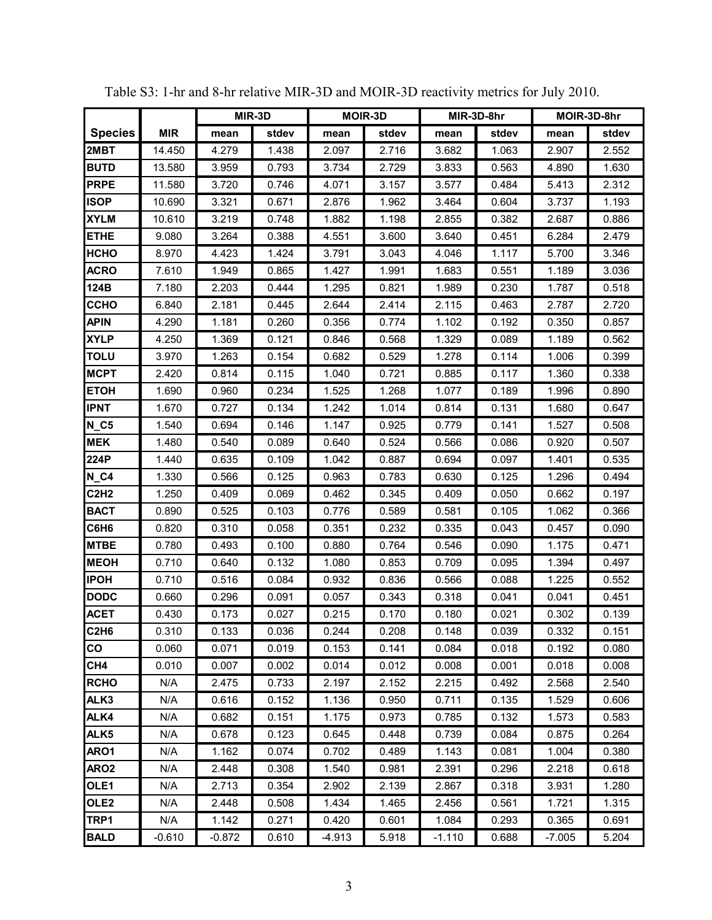Table S3: 1-hr and 8-hr relative MIR-3D and MOIR-3D reactivity metrics for July 2010.

| | | MIR-3D | | MOIR-3D | | MIR-3D-8hr | | MOIR-3D-8hr | |
|---|---|---|---|---|---|---|---|---|---|
| **Species** | **MIR** | **mean** | **stdev** | **mean** | **stdev** | **mean** | **stdev** | **mean** | **stdev** |
| **2MBT** | 14.450 | 4.279 | 1.438 | 2.097 | 2.716 | 3.682 | 1.063 | 2.907 | 2.552 |
| **BUTD** | 13.580 | 3.959 | 0.793 | 3.734 | 2.729 | 3.833 | 0.563 | 4.890 | 1.630 |
| **PRPE** | 11.580 | 3.720 | 0.746 | 4.071 | 3.157 | 3.577 | 0.484 | 5.413 | 2.312 |
| **ISOP** | 10.690 | 3.321 | 0.671 | 2.876 | 1.962 | 3.464 | 0.604 | 3.737 | 1.193 |
| **XYLM** | 10.610 | 3.219 | 0.748 | 1.882 | 1.198 | 2.855 | 0.382 | 2.687 | 0.886 |
| **ETHE** | 9.080 | 3.264 | 0.388 | 4.551 | 3.600 | 3.640 | 0.451 | 6.284 | 2.479 |
| **HCHO** | 8.970 | 4.423 | 1.424 | 3.791 | 3.043 | 4.046 | 1.117 | 5.700 | 3.346 |
| **ACRO** | 7.610 | 1.949 | 0.865 | 1.427 | 1.991 | 1.683 | 0.551 | 1.189 | 3.036 |
| **124B** | 7.180 | 2.203 | 0.444 | 1.295 | 0.821 | 1.989 | 0.230 | 1.787 | 0.518 |
| **CCHO** | 6.840 | 2.181 | 0.445 | 2.644 | 2.414 | 2.115 | 0.463 | 2.787 | 2.720 |
| **APIN** | 4.290 | 1.181 | 0.260 | 0.356 | 0.774 | 1.102 | 0.192 | 0.350 | 0.857 |
| **XYLP** | 4.250 | 1.369 | 0.121 | 0.846 | 0.568 | 1.329 | 0.089 | 1.189 | 0.562 |
| **TOLU** | 3.970 | 1.263 | 0.154 | 0.682 | 0.529 | 1.278 | 0.114 | 1.006 | 0.399 |
| **MCPT** | 2.420 | 0.814 | 0.115 | 1.040 | 0.721 | 0.885 | 0.117 | 1.360 | 0.338 |
| **ETOH** | 1.690 | 0.960 | 0.234 | 1.525 | 1.268 | 1.077 | 0.189 | 1.996 | 0.890 |
| **IPNT** | 1.670 | 0.727 | 0.134 | 1.242 | 1.014 | 0.814 | 0.131 | 1.680 | 0.647 |
| **N_C5** | 1.540 | 0.694 | 0.146 | 1.147 | 0.925 | 0.779 | 0.141 | 1.527 | 0.508 |
| **MEK** | 1.480 | 0.540 | 0.089 | 0.640 | 0.524 | 0.566 | 0.086 | 0.920 | 0.507 |
| **224P** | 1.440 | 0.635 | 0.109 | 1.042 | 0.887 | 0.694 | 0.097 | 1.401 | 0.535 |
| **N_C4** | 1.330 | 0.566 | 0.125 | 0.963 | 0.783 | 0.630 | 0.125 | 1.296 | 0.494 |
| **C2H2** | 1.250 | 0.409 | 0.069 | 0.462 | 0.345 | 0.409 | 0.050 | 0.662 | 0.197 |
| **BACT** | 0.890 | 0.525 | 0.103 | 0.776 | 0.589 | 0.581 | 0.105 | 1.062 | 0.366 |
| **C6H6** | 0.820 | 0.310 | 0.058 | 0.351 | 0.232 | 0.335 | 0.043 | 0.457 | 0.090 |
| **MTBE** | 0.780 | 0.493 | 0.100 | 0.880 | 0.764 | 0.546 | 0.090 | 1.175 | 0.471 |
| **MEOH** | 0.710 | 0.640 | 0.132 | 1.080 | 0.853 | 0.709 | 0.095 | 1.394 | 0.497 |
| **IPOH** | 0.710 | 0.516 | 0.084 | 0.932 | 0.836 | 0.566 | 0.088 | 1.225 | 0.552 |
| **DODC** | 0.660 | 0.296 | 0.091 | 0.057 | 0.343 | 0.318 | 0.041 | 0.041 | 0.451 |
| **ACET** | 0.430 | 0.173 | 0.027 | 0.215 | 0.170 | 0.180 | 0.021 | 0.302 | 0.139 |
| **C2H6** | 0.310 | 0.133 | 0.036 | 0.244 | 0.208 | 0.148 | 0.039 | 0.332 | 0.151 |
| **CO** | 0.060 | 0.071 | 0.019 | 0.153 | 0.141 | 0.084 | 0.018 | 0.192 | 0.080 |
| **CH4** | 0.010 | 0.007 | 0.002 | 0.014 | 0.012 | 0.008 | 0.001 | 0.018 | 0.008 |
| **RCHO** | N/A | 2.475 | 0.733 | 2.197 | 2.152 | 2.215 | 0.492 | 2.568 | 2.540 |
| **ALK3** | N/A | 0.616 | 0.152 | 1.136 | 0.950 | 0.711 | 0.135 | 1.529 | 0.606 |
| **ALK4** | N/A | 0.682 | 0.151 | 1.175 | 0.973 | 0.785 | 0.132 | 1.573 | 0.583 |
| **ALK5** | N/A | 0.678 | 0.123 | 0.645 | 0.448 | 0.739 | 0.084 | 0.875 | 0.264 |
| **ARO1** | N/A | 1.162 | 0.074 | 0.702 | 0.489 | 1.143 | 0.081 | 1.004 | 0.380 |
| **ARO2** | N/A | 2.448 | 0.308 | 1.540 | 0.981 | 2.391 | 0.296 | 2.218 | 0.618 |
| **OLE1** | N/A | 2.713 | 0.354 | 2.902 | 2.139 | 2.867 | 0.318 | 3.931 | 1.280 |
| **OLE2** | N/A | 2.448 | 0.508 | 1.434 | 1.465 | 2.456 | 0.561 | 1.721 | 1.315 |
| **TRP1** | N/A | 1.142 | 0.271 | 0.420 | 0.601 | 1.084 | 0.293 | 0.365 | 0.691 |
| **BALD** | -0.610 | -0.872 | 0.610 | -4.913 | 5.918 | -1.110 | 0.688 | -7.005 | 5.204 |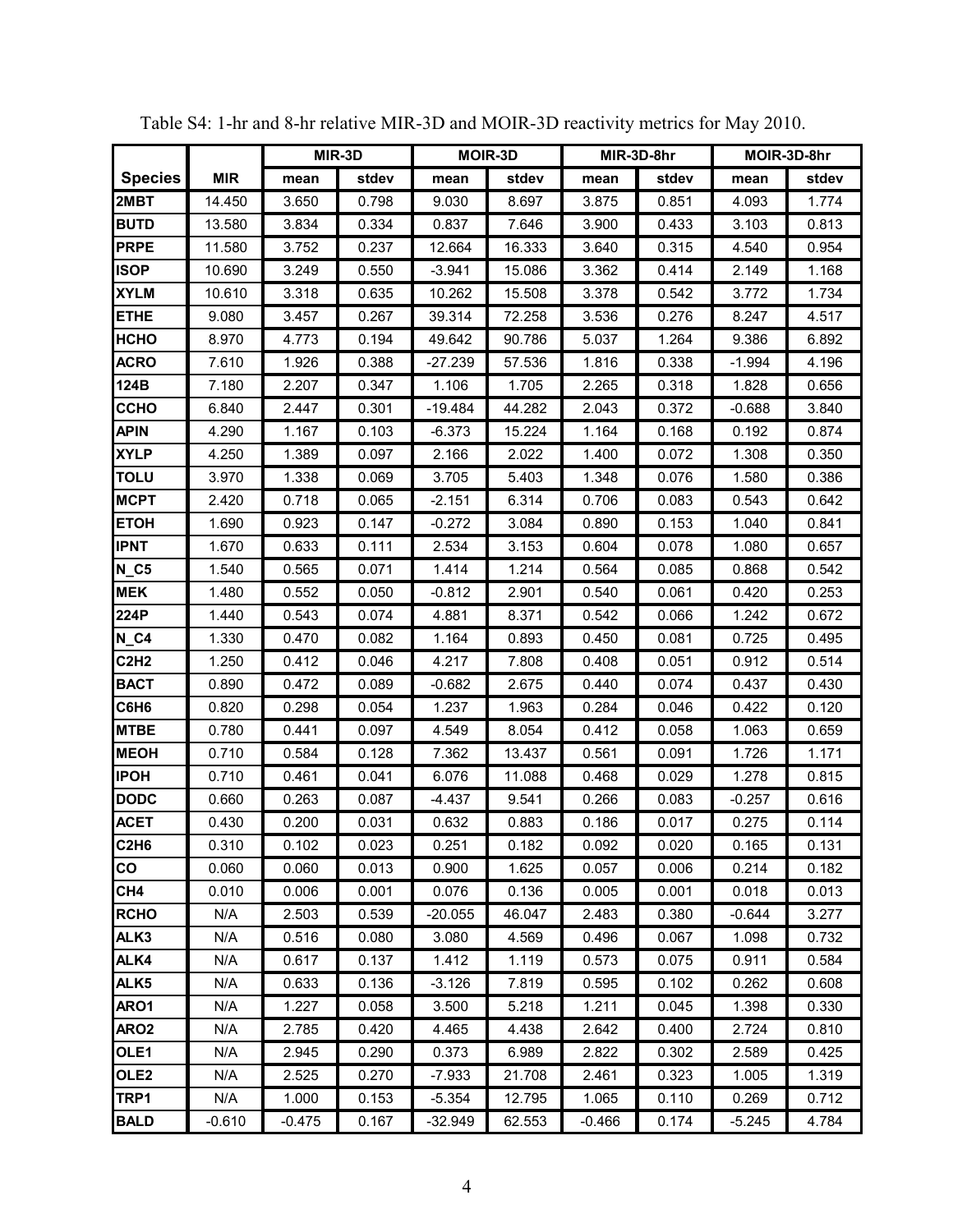Table S4: 1-hr and 8-hr relative MIR-3D and MOIR-3D reactivity metrics for May 2010.

| | | MIR-3D | | MOIR-3D | | MIR-3D-8hr | | MOIR-3D-8hr | |
|---|---|---|---|---|---|---|---|---|---|
| **Species** | **MIR** | **mean** | **stdev** | **mean** | **stdev** | **mean** | **stdev** | **mean** | **stdev** |
| **2MBT** | 14.450 | 3.650 | 0.798 | 9.030 | 8.697 | 3.875 | 0.851 | 4.093 | 1.774 |
| **BUTD** | 13.580 | 3.834 | 0.334 | 0.837 | 7.646 | 3.900 | 0.433 | 3.103 | 0.813 |
| **PRPE** | 11.580 | 3.752 | 0.237 | 12.664 | 16.333 | 3.640 | 0.315 | 4.540 | 0.954 |
| **ISOP** | 10.690 | 3.249 | 0.550 | -3.941 | 15.086 | 3.362 | 0.414 | 2.149 | 1.168 |
| **XYLM** | 10.610 | 3.318 | 0.635 | 10.262 | 15.508 | 3.378 | 0.542 | 3.772 | 1.734 |
| **ETHE** | 9.080 | 3.457 | 0.267 | 39.314 | 72.258 | 3.536 | 0.276 | 8.247 | 4.517 |
| **HCHO** | 8.970 | 4.773 | 0.194 | 49.642 | 90.786 | 5.037 | 1.264 | 9.386 | 6.892 |
| **ACRO** | 7.610 | 1.926 | 0.388 | -27.239 | 57.536 | 1.816 | 0.338 | -1.994 | 4.196 |
| **124B** | 7.180 | 2.207 | 0.347 | 1.106 | 1.705 | 2.265 | 0.318 | 1.828 | 0.656 |
| **CCHO** | 6.840 | 2.447 | 0.301 | -19.484 | 44.282 | 2.043 | 0.372 | -0.688 | 3.840 |
| **APIN** | 4.290 | 1.167 | 0.103 | -6.373 | 15.224 | 1.164 | 0.168 | 0.192 | 0.874 |
| **XYLP** | 4.250 | 1.389 | 0.097 | 2.166 | 2.022 | 1.400 | 0.072 | 1.308 | 0.350 |
| **TOLU** | 3.970 | 1.338 | 0.069 | 3.705 | 5.403 | 1.348 | 0.076 | 1.580 | 0.386 |
| **MCPT** | 2.420 | 0.718 | 0.065 | -2.151 | 6.314 | 0.706 | 0.083 | 0.543 | 0.642 |
| **ETOH** | 1.690 | 0.923 | 0.147 | -0.272 | 3.084 | 0.890 | 0.153 | 1.040 | 0.841 |
| **IPNT** | 1.670 | 0.633 | 0.111 | 2.534 | 3.153 | 0.604 | 0.078 | 1.080 | 0.657 |
| **N_C5** | 1.540 | 0.565 | 0.071 | 1.414 | 1.214 | 0.564 | 0.085 | 0.868 | 0.542 |
| **MEK** | 1.480 | 0.552 | 0.050 | -0.812 | 2.901 | 0.540 | 0.061 | 0.420 | 0.253 |
| **224P** | 1.440 | 0.543 | 0.074 | 4.881 | 8.371 | 0.542 | 0.066 | 1.242 | 0.672 |
| **N_C4** | 1.330 | 0.470 | 0.082 | 1.164 | 0.893 | 0.450 | 0.081 | 0.725 | 0.495 |
| **C2H2** | 1.250 | 0.412 | 0.046 | 4.217 | 7.808 | 0.408 | 0.051 | 0.912 | 0.514 |
| **BACT** | 0.890 | 0.472 | 0.089 | -0.682 | 2.675 | 0.440 | 0.074 | 0.437 | 0.430 |
| **C6H6** | 0.820 | 0.298 | 0.054 | 1.237 | 1.963 | 0.284 | 0.046 | 0.422 | 0.120 |
| **MTBE** | 0.780 | 0.441 | 0.097 | 4.549 | 8.054 | 0.412 | 0.058 | 1.063 | 0.659 |
| **MEOH** | 0.710 | 0.584 | 0.128 | 7.362 | 13.437 | 0.561 | 0.091 | 1.726 | 1.171 |
| **IPOH** | 0.710 | 0.461 | 0.041 | 6.076 | 11.088 | 0.468 | 0.029 | 1.278 | 0.815 |
| **DODC** | 0.660 | 0.263 | 0.087 | -4.437 | 9.541 | 0.266 | 0.083 | -0.257 | 0.616 |
| **ACET** | 0.430 | 0.200 | 0.031 | 0.632 | 0.883 | 0.186 | 0.017 | 0.275 | 0.114 |
| **C2H6** | 0.310 | 0.102 | 0.023 | 0.251 | 0.182 | 0.092 | 0.020 | 0.165 | 0.131 |
| **CO** | 0.060 | 0.060 | 0.013 | 0.900 | 1.625 | 0.057 | 0.006 | 0.214 | 0.182 |
| **CH4** | 0.010 | 0.006 | 0.001 | 0.076 | 0.136 | 0.005 | 0.001 | 0.018 | 0.013 |
| **RCHO** | N/A | 2.503 | 0.539 | -20.055 | 46.047 | 2.483 | 0.380 | -0.644 | 3.277 |
| **ALK3** | N/A | 0.516 | 0.080 | 3.080 | 4.569 | 0.496 | 0.067 | 1.098 | 0.732 |
| **ALK4** | N/A | 0.617 | 0.137 | 1.412 | 1.119 | 0.573 | 0.075 | 0.911 | 0.584 |
| **ALK5** | N/A | 0.633 | 0.136 | -3.126 | 7.819 | 0.595 | 0.102 | 0.262 | 0.608 |
| **ARO1** | N/A | 1.227 | 0.058 | 3.500 | 5.218 | 1.211 | 0.045 | 1.398 | 0.330 |
| **ARO2** | N/A | 2.785 | 0.420 | 4.465 | 4.438 | 2.642 | 0.400 | 2.724 | 0.810 |
| **OLE1** | N/A | 2.945 | 0.290 | 0.373 | 6.989 | 2.822 | 0.302 | 2.589 | 0.425 |
| **OLE2** | N/A | 2.525 | 0.270 | -7.933 | 21.708 | 2.461 | 0.323 | 1.005 | 1.319 |
| **TRP1** | N/A | 1.000 | 0.153 | -5.354 | 12.795 | 1.065 | 0.110 | 0.269 | 0.712 |
| **BALD** | -0.610 | -0.475 | 0.167 | -32.949 | 62.553 | -0.466 | 0.174 | -5.245 | 4.784 |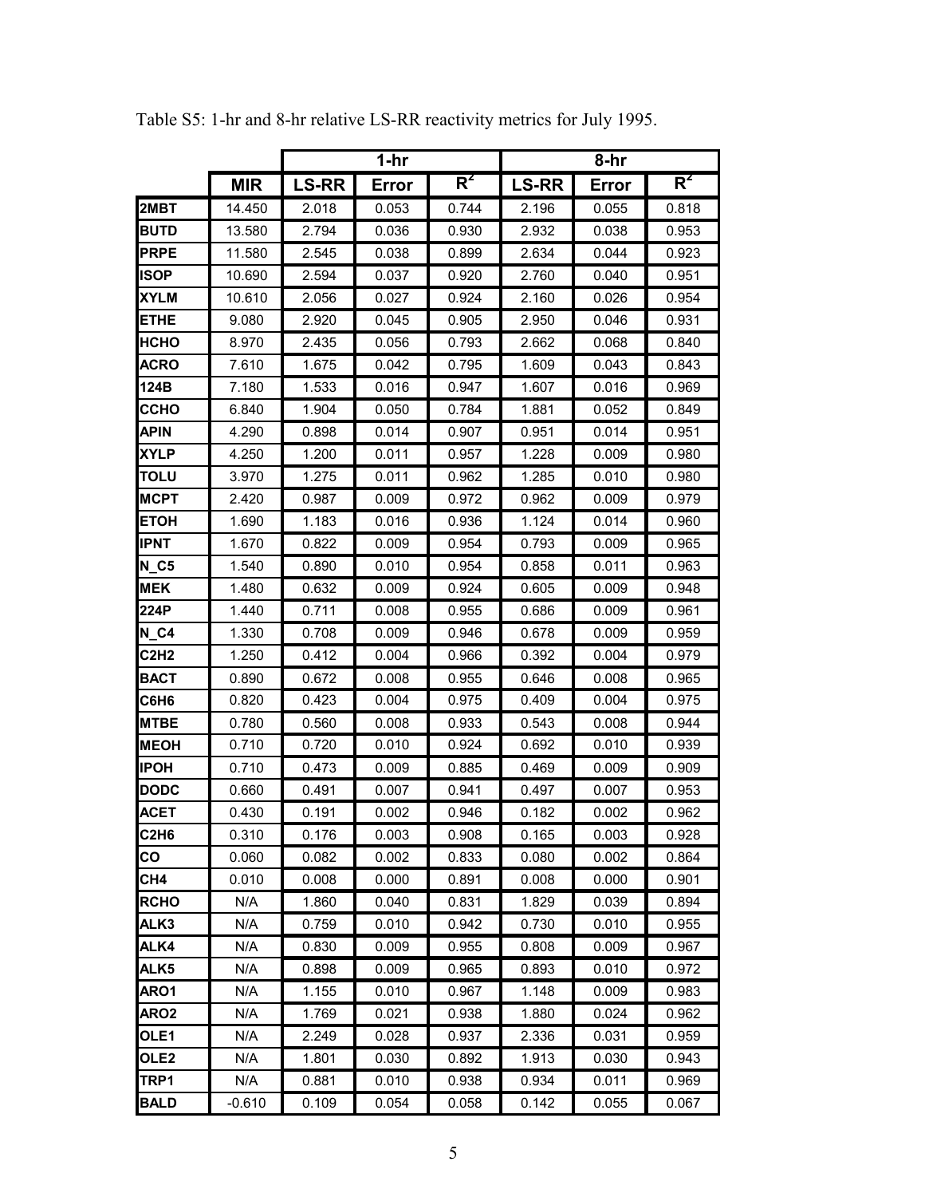Table S5: 1-hr and 8-hr relative LS-RR reactivity metrics for July 1995.

| | | 1-hr | | | 8-hr | | |
|---|---|---|---|---|---|---|---|
| | **MIR** | **LS-RR** | **Error** | $R^2$ | **LS-RR** | **Error** | $R^2$ |
| **2MBT** | 14.450 | 2.018 | 0.053 | 0.744 | 2.196 | 0.055 | 0.818 |
| **BUTD** | 13.580 | 2.794 | 0.036 | 0.930 | 2.932 | 0.038 | 0.953 |
| **PRPE** | 11.580 | 2.545 | 0.038 | 0.899 | 2.634 | 0.044 | 0.923 |
| **ISOP** | 10.690 | 2.594 | 0.037 | 0.920 | 2.760 | 0.040 | 0.951 |
| **XYLM** | 10.610 | 2.056 | 0.027 | 0.924 | 2.160 | 0.026 | 0.954 |
| **ETHE** | 9.080 | 2.920 | 0.045 | 0.905 | 2.950 | 0.046 | 0.931 |
| **HCHO** | 8.970 | 2.435 | 0.056 | 0.793 | 2.662 | 0.068 | 0.840 |
| **ACRO** | 7.610 | 1.675 | 0.042 | 0.795 | 1.609 | 0.043 | 0.843 |
| **124B** | 7.180 | 1.533 | 0.016 | 0.947 | 1.607 | 0.016 | 0.969 |
| **CCHO** | 6.840 | 1.904 | 0.050 | 0.784 | 1.881 | 0.052 | 0.849 |
| **APIN** | 4.290 | 0.898 | 0.014 | 0.907 | 0.951 | 0.014 | 0.951 |
| **XYLP** | 4.250 | 1.200 | 0.011 | 0.957 | 1.228 | 0.009 | 0.980 |
| **TOLU** | 3.970 | 1.275 | 0.011 | 0.962 | 1.285 | 0.010 | 0.980 |
| **MCPT** | 2.420 | 0.987 | 0.009 | 0.972 | 0.962 | 0.009 | 0.979 |
| **ETOH** | 1.690 | 1.183 | 0.016 | 0.936 | 1.124 | 0.014 | 0.960 |
| **IPNT** | 1.670 | 0.822 | 0.009 | 0.954 | 0.793 | 0.009 | 0.965 |
| **N_C5** | 1.540 | 0.890 | 0.010 | 0.954 | 0.858 | 0.011 | 0.963 |
| **MEK** | 1.480 | 0.632 | 0.009 | 0.924 | 0.605 | 0.009 | 0.948 |
| **224P** | 1.440 | 0.711 | 0.008 | 0.955 | 0.686 | 0.009 | 0.961 |
| **N_C4** | 1.330 | 0.708 | 0.009 | 0.946 | 0.678 | 0.009 | 0.959 |
| **C2H2** | 1.250 | 0.412 | 0.004 | 0.966 | 0.392 | 0.004 | 0.979 |
| **BACT** | 0.890 | 0.672 | 0.008 | 0.955 | 0.646 | 0.008 | 0.965 |
| **C6H6** | 0.820 | 0.423 | 0.004 | 0.975 | 0.409 | 0.004 | 0.975 |
| **MTBE** | 0.780 | 0.560 | 0.008 | 0.933 | 0.543 | 0.008 | 0.944 |
| **MEOH** | 0.710 | 0.720 | 0.010 | 0.924 | 0.692 | 0.010 | 0.939 |
| **IPOH** | 0.710 | 0.473 | 0.009 | 0.885 | 0.469 | 0.009 | 0.909 |
| **DODC** | 0.660 | 0.491 | 0.007 | 0.941 | 0.497 | 0.007 | 0.953 |
| **ACET** | 0.430 | 0.191 | 0.002 | 0.946 | 0.182 | 0.002 | 0.962 |
| **C2H6** | 0.310 | 0.176 | 0.003 | 0.908 | 0.165 | 0.003 | 0.928 |
| **CO** | 0.060 | 0.082 | 0.002 | 0.833 | 0.080 | 0.002 | 0.864 |
| **CH4** | 0.010 | 0.008 | 0.000 | 0.891 | 0.008 | 0.000 | 0.901 |
| **RCHO** | N/A | 1.860 | 0.040 | 0.831 | 1.829 | 0.039 | 0.894 |
| **ALK3** | N/A | 0.759 | 0.010 | 0.942 | 0.730 | 0.010 | 0.955 |
| **ALK4** | N/A | 0.830 | 0.009 | 0.955 | 0.808 | 0.009 | 0.967 |
| **ALK5** | N/A | 0.898 | 0.009 | 0.965 | 0.893 | 0.010 | 0.972 |
| **ARO1** | N/A | 1.155 | 0.010 | 0.967 | 1.148 | 0.009 | 0.983 |
| **ARO2** | N/A | 1.769 | 0.021 | 0.938 | 1.880 | 0.024 | 0.962 |
| **OLE1** | N/A | 2.249 | 0.028 | 0.937 | 2.336 | 0.031 | 0.959 |
| **OLE2** | N/A | 1.801 | 0.030 | 0.892 | 1.913 | 0.030 | 0.943 |
| **TRP1** | N/A | 0.881 | 0.010 | 0.938 | 0.934 | 0.011 | 0.969 |
| **BALD** | -0.610 | 0.109 | 0.054 | 0.058 | 0.142 | 0.055 | 0.067 |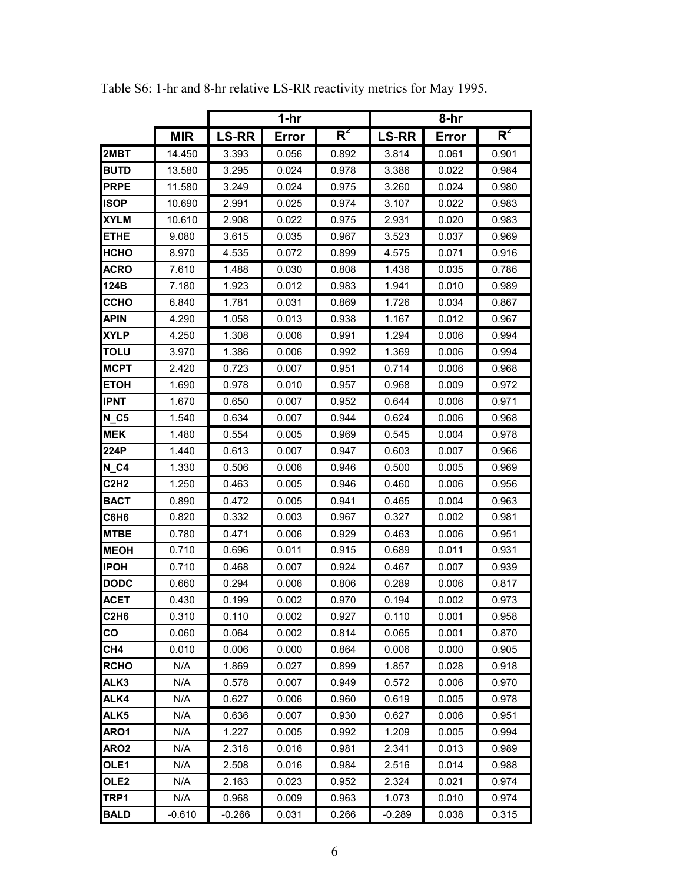Table S6: 1-hr and 8-hr relative LS-RR reactivity metrics for May 1995.

| | | 1-hr | | | 8-hr | | |
|---|---|---|---|---|---|---|---|
| | MIR | LS-RR | Error | $R^2$ | LS-RR | Error | $R^2$ |
| 2MBT | 14.450 | 3.393 | 0.056 | 0.892 | 3.814 | 0.061 | 0.901 |
| BUTD | 13.580 | 3.295 | 0.024 | 0.978 | 3.386 | 0.022 | 0.984 |
| PRPE | 11.580 | 3.249 | 0.024 | 0.975 | 3.260 | 0.024 | 0.980 |
| ISOP | 10.690 | 2.991 | 0.025 | 0.974 | 3.107 | 0.022 | 0.983 |
| XYLM | 10.610 | 2.908 | 0.022 | 0.975 | 2.931 | 0.020 | 0.983 |
| ETHE | 9.080 | 3.615 | 0.035 | 0.967 | 3.523 | 0.037 | 0.969 |
| HCHO | 8.970 | 4.535 | 0.072 | 0.899 | 4.575 | 0.071 | 0.916 |
| ACRO | 7.610 | 1.488 | 0.030 | 0.808 | 1.436 | 0.035 | 0.786 |
| 124B | 7.180 | 1.923 | 0.012 | 0.983 | 1.941 | 0.010 | 0.989 |
| CCHO | 6.840 | 1.781 | 0.031 | 0.869 | 1.726 | 0.034 | 0.867 |
| APIN | 4.290 | 1.058 | 0.013 | 0.938 | 1.167 | 0.012 | 0.967 |
| XYLP | 4.250 | 1.308 | 0.006 | 0.991 | 1.294 | 0.006 | 0.994 |
| TOLU | 3.970 | 1.386 | 0.006 | 0.992 | 1.369 | 0.006 | 0.994 |
| MCPT | 2.420 | 0.723 | 0.007 | 0.951 | 0.714 | 0.006 | 0.968 |
| ETOH | 1.690 | 0.978 | 0.010 | 0.957 | 0.968 | 0.009 | 0.972 |
| IPNT | 1.670 | 0.650 | 0.007 | 0.952 | 0.644 | 0.006 | 0.971 |
| N_C5 | 1.540 | 0.634 | 0.007 | 0.944 | 0.624 | 0.006 | 0.968 |
| MEK | 1.480 | 0.554 | 0.005 | 0.969 | 0.545 | 0.004 | 0.978 |
| 224P | 1.440 | 0.613 | 0.007 | 0.947 | 0.603 | 0.007 | 0.966 |
| N_C4 | 1.330 | 0.506 | 0.006 | 0.946 | 0.500 | 0.005 | 0.969 |
| C2H2 | 1.250 | 0.463 | 0.005 | 0.946 | 0.460 | 0.006 | 0.956 |
| BACT | 0.890 | 0.472 | 0.005 | 0.941 | 0.465 | 0.004 | 0.963 |
| C6H6 | 0.820 | 0.332 | 0.003 | 0.967 | 0.327 | 0.002 | 0.981 |
| MTBE | 0.780 | 0.471 | 0.006 | 0.929 | 0.463 | 0.006 | 0.951 |
| MEOH | 0.710 | 0.696 | 0.011 | 0.915 | 0.689 | 0.011 | 0.931 |
| IPOH | 0.710 | 0.468 | 0.007 | 0.924 | 0.467 | 0.007 | 0.939 |
| DODC | 0.660 | 0.294 | 0.006 | 0.806 | 0.289 | 0.006 | 0.817 |
| ACET | 0.430 | 0.199 | 0.002 | 0.970 | 0.194 | 0.002 | 0.973 |
| C2H6 | 0.310 | 0.110 | 0.002 | 0.927 | 0.110 | 0.001 | 0.958 |
| CO | 0.060 | 0.064 | 0.002 | 0.814 | 0.065 | 0.001 | 0.870 |
| CH4 | 0.010 | 0.006 | 0.000 | 0.864 | 0.006 | 0.000 | 0.905 |
| RCHO | N/A | 1.869 | 0.027 | 0.899 | 1.857 | 0.028 | 0.918 |
| ALK3 | N/A | 0.578 | 0.007 | 0.949 | 0.572 | 0.006 | 0.970 |
| ALK4 | N/A | 0.627 | 0.006 | 0.960 | 0.619 | 0.005 | 0.978 |
| ALK5 | N/A | 0.636 | 0.007 | 0.930 | 0.627 | 0.006 | 0.951 |
| ARO1 | N/A | 1.227 | 0.005 | 0.992 | 1.209 | 0.005 | 0.994 |
| ARO2 | N/A | 2.318 | 0.016 | 0.981 | 2.341 | 0.013 | 0.989 |
| OLE1 | N/A | 2.508 | 0.016 | 0.984 | 2.516 | 0.014 | 0.988 |
| OLE2 | N/A | 2.163 | 0.023 | 0.952 | 2.324 | 0.021 | 0.974 |
| TRP1 | N/A | 0.968 | 0.009 | 0.963 | 1.073 | 0.010 | 0.974 |
| BALD | -0.610 | -0.266 | 0.031 | 0.266 | -0.289 | 0.038 | 0.315 |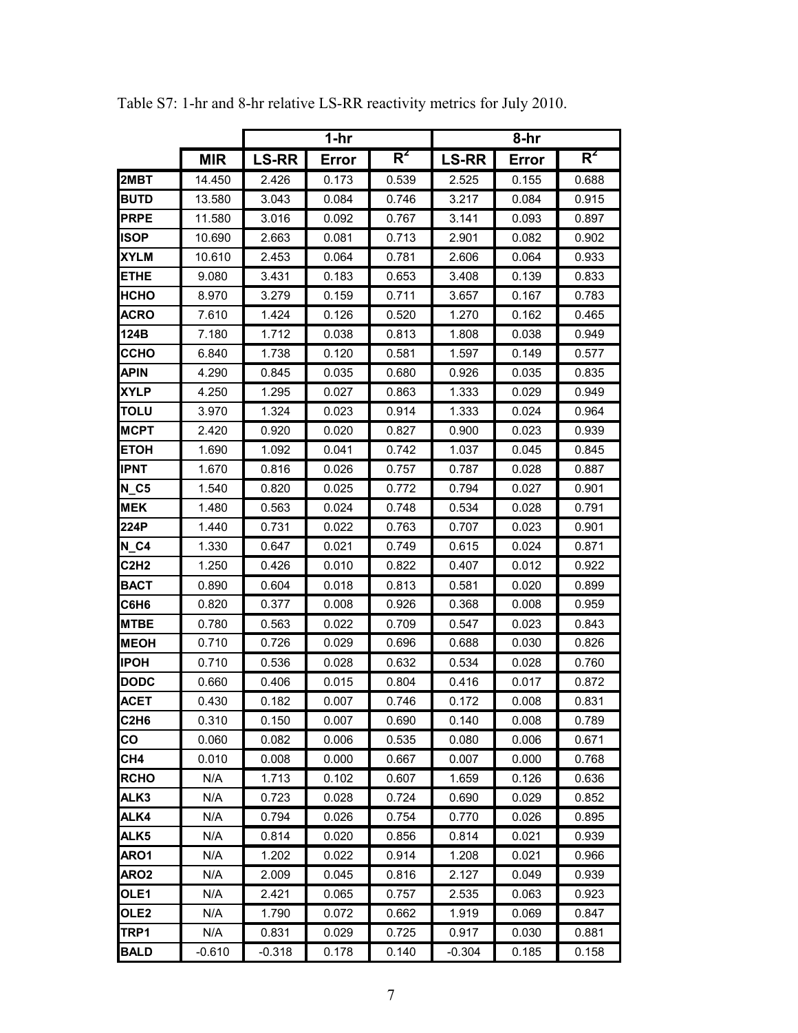Table S7: 1-hr and 8-hr relative LS-RR reactivity metrics for July 2010.

| | | 1-hr | | | 8-hr | | |
|---|---|---|---|---|---|---|---|
| | **MIR** | **LS-RR** | **Error** | **$R^2$** | **LS-RR** | **Error** | **$R^2$** |
| **2MBT** | 14.450 | 2.426 | 0.173 | 0.539 | 2.525 | 0.155 | 0.688 |
| **BUTD** | 13.580 | 3.043 | 0.084 | 0.746 | 3.217 | 0.084 | 0.915 |
| **PRPE** | 11.580 | 3.016 | 0.092 | 0.767 | 3.141 | 0.093 | 0.897 |
| **ISOP** | 10.690 | 2.663 | 0.081 | 0.713 | 2.901 | 0.082 | 0.902 |
| **XYLM** | 10.610 | 2.453 | 0.064 | 0.781 | 2.606 | 0.064 | 0.933 |
| **ETHE** | 9.080 | 3.431 | 0.183 | 0.653 | 3.408 | 0.139 | 0.833 |
| **HCHO** | 8.970 | 3.279 | 0.159 | 0.711 | 3.657 | 0.167 | 0.783 |
| **ACRO** | 7.610 | 1.424 | 0.126 | 0.520 | 1.270 | 0.162 | 0.465 |
| **124B** | 7.180 | 1.712 | 0.038 | 0.813 | 1.808 | 0.038 | 0.949 |
| **CCHO** | 6.840 | 1.738 | 0.120 | 0.581 | 1.597 | 0.149 | 0.577 |
| **APIN** | 4.290 | 0.845 | 0.035 | 0.680 | 0.926 | 0.035 | 0.835 |
| **XYLP** | 4.250 | 1.295 | 0.027 | 0.863 | 1.333 | 0.029 | 0.949 |
| **TOLU** | 3.970 | 1.324 | 0.023 | 0.914 | 1.333 | 0.024 | 0.964 |
| **MCPT** | 2.420 | 0.920 | 0.020 | 0.827 | 0.900 | 0.023 | 0.939 |
| **ETOH** | 1.690 | 1.092 | 0.041 | 0.742 | 1.037 | 0.045 | 0.845 |
| **IPNT** | 1.670 | 0.816 | 0.026 | 0.757 | 0.787 | 0.028 | 0.887 |
| **N_C5** | 1.540 | 0.820 | 0.025 | 0.772 | 0.794 | 0.027 | 0.901 |
| **MEK** | 1.480 | 0.563 | 0.024 | 0.748 | 0.534 | 0.028 | 0.791 |
| **224P** | 1.440 | 0.731 | 0.022 | 0.763 | 0.707 | 0.023 | 0.901 |
| **N_C4** | 1.330 | 0.647 | 0.021 | 0.749 | 0.615 | 0.024 | 0.871 |
| **C2H2** | 1.250 | 0.426 | 0.010 | 0.822 | 0.407 | 0.012 | 0.922 |
| **BACT** | 0.890 | 0.604 | 0.018 | 0.813 | 0.581 | 0.020 | 0.899 |
| **C6H6** | 0.820 | 0.377 | 0.008 | 0.926 | 0.368 | 0.008 | 0.959 |
| **MTBE** | 0.780 | 0.563 | 0.022 | 0.709 | 0.547 | 0.023 | 0.843 |
| **MEOH** | 0.710 | 0.726 | 0.029 | 0.696 | 0.688 | 0.030 | 0.826 |
| **IPOH** | 0.710 | 0.536 | 0.028 | 0.632 | 0.534 | 0.028 | 0.760 |
| **DODC** | 0.660 | 0.406 | 0.015 | 0.804 | 0.416 | 0.017 | 0.872 |
| **ACET** | 0.430 | 0.182 | 0.007 | 0.746 | 0.172 | 0.008 | 0.831 |
| **C2H6** | 0.310 | 0.150 | 0.007 | 0.690 | 0.140 | 0.008 | 0.789 |
| **CO** | 0.060 | 0.082 | 0.006 | 0.535 | 0.080 | 0.006 | 0.671 |
| **CH4** | 0.010 | 0.008 | 0.000 | 0.667 | 0.007 | 0.000 | 0.768 |
| **RCHO** | N/A | 1.713 | 0.102 | 0.607 | 1.659 | 0.126 | 0.636 |
| **ALK3** | N/A | 0.723 | 0.028 | 0.724 | 0.690 | 0.029 | 0.852 |
| **ALK4** | N/A | 0.794 | 0.026 | 0.754 | 0.770 | 0.026 | 0.895 |
| **ALK5** | N/A | 0.814 | 0.020 | 0.856 | 0.814 | 0.021 | 0.939 |
| **ARO1** | N/A | 1.202 | 0.022 | 0.914 | 1.208 | 0.021 | 0.966 |
| **ARO2** | N/A | 2.009 | 0.045 | 0.816 | 2.127 | 0.049 | 0.939 |
| **OLE1** | N/A | 2.421 | 0.065 | 0.757 | 2.535 | 0.063 | 0.923 |
| **OLE2** | N/A | 1.790 | 0.072 | 0.662 | 1.919 | 0.069 | 0.847 |
| **TRP1** | N/A | 0.831 | 0.029 | 0.725 | 0.917 | 0.030 | 0.881 |
| **BALD** | -0.610 | -0.318 | 0.178 | 0.140 | -0.304 | 0.185 | 0.158 |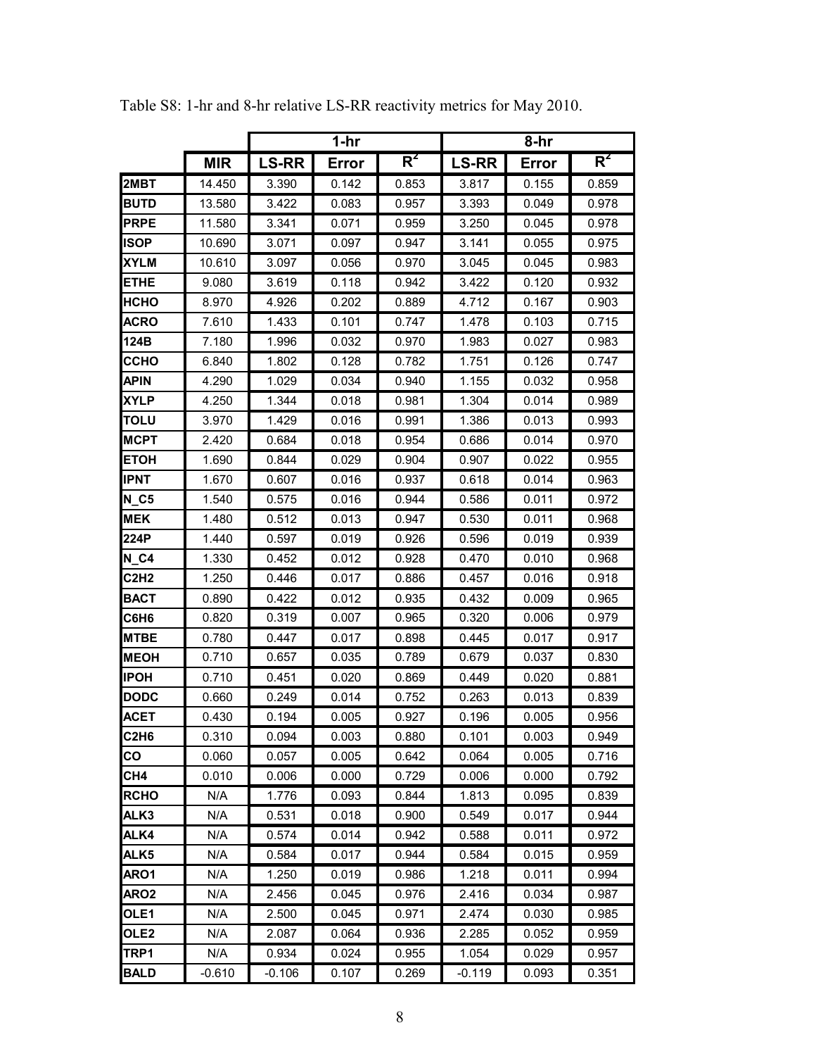Table S8: 1-hr and 8-hr relative LS-RR reactivity metrics for May 2010.

| | | 1-hr | | | 8-hr | | |
|---|---|---|---|---|---|---|---|
| | MIR | LS-RR | Error | $R^2$ | LS-RR | Error | $R^2$ |
| 2MBT | 14.450 | 3.390 | 0.142 | 0.853 | 3.817 | 0.155 | 0.859 |
| BUTD | 13.580 | 3.422 | 0.083 | 0.957 | 3.393 | 0.049 | 0.978 |
| PRPE | 11.580 | 3.341 | 0.071 | 0.959 | 3.250 | 0.045 | 0.978 |
| ISOP | 10.690 | 3.071 | 0.097 | 0.947 | 3.141 | 0.055 | 0.975 |
| XYLM | 10.610 | 3.097 | 0.056 | 0.970 | 3.045 | 0.045 | 0.983 |
| ETHE | 9.080 | 3.619 | 0.118 | 0.942 | 3.422 | 0.120 | 0.932 |
| HCHO | 8.970 | 4.926 | 0.202 | 0.889 | 4.712 | 0.167 | 0.903 |
| ACRO | 7.610 | 1.433 | 0.101 | 0.747 | 1.478 | 0.103 | 0.715 |
| 124B | 7.180 | 1.996 | 0.032 | 0.970 | 1.983 | 0.027 | 0.983 |
| CCHO | 6.840 | 1.802 | 0.128 | 0.782 | 1.751 | 0.126 | 0.747 |
| APIN | 4.290 | 1.029 | 0.034 | 0.940 | 1.155 | 0.032 | 0.958 |
| XYLP | 4.250 | 1.344 | 0.018 | 0.981 | 1.304 | 0.014 | 0.989 |
| TOLU | 3.970 | 1.429 | 0.016 | 0.991 | 1.386 | 0.013 | 0.993 |
| MCPT | 2.420 | 0.684 | 0.018 | 0.954 | 0.686 | 0.014 | 0.970 |
| ETOH | 1.690 | 0.844 | 0.029 | 0.904 | 0.907 | 0.022 | 0.955 |
| IPNT | 1.670 | 0.607 | 0.016 | 0.937 | 0.618 | 0.014 | 0.963 |
| N_C5 | 1.540 | 0.575 | 0.016 | 0.944 | 0.586 | 0.011 | 0.972 |
| MEK | 1.480 | 0.512 | 0.013 | 0.947 | 0.530 | 0.011 | 0.968 |
| 224P | 1.440 | 0.597 | 0.019 | 0.926 | 0.596 | 0.019 | 0.939 |
| N_C4 | 1.330 | 0.452 | 0.012 | 0.928 | 0.470 | 0.010 | 0.968 |
| C2H2 | 1.250 | 0.446 | 0.017 | 0.886 | 0.457 | 0.016 | 0.918 |
| BACT | 0.890 | 0.422 | 0.012 | 0.935 | 0.432 | 0.009 | 0.965 |
| C6H6 | 0.820 | 0.319 | 0.007 | 0.965 | 0.320 | 0.006 | 0.979 |
| MTBE | 0.780 | 0.447 | 0.017 | 0.898 | 0.445 | 0.017 | 0.917 |
| MEOH | 0.710 | 0.657 | 0.035 | 0.789 | 0.679 | 0.037 | 0.830 |
| IPOH | 0.710 | 0.451 | 0.020 | 0.869 | 0.449 | 0.020 | 0.881 |
| DODC | 0.660 | 0.249 | 0.014 | 0.752 | 0.263 | 0.013 | 0.839 |
| ACET | 0.430 | 0.194 | 0.005 | 0.927 | 0.196 | 0.005 | 0.956 |
| C2H6 | 0.310 | 0.094 | 0.003 | 0.880 | 0.101 | 0.003 | 0.949 |
| CO | 0.060 | 0.057 | 0.005 | 0.642 | 0.064 | 0.005 | 0.716 |
| CH4 | 0.010 | 0.006 | 0.000 | 0.729 | 0.006 | 0.000 | 0.792 |
| RCHO | N/A | 1.776 | 0.093 | 0.844 | 1.813 | 0.095 | 0.839 |
| ALK3 | N/A | 0.531 | 0.018 | 0.900 | 0.549 | 0.017 | 0.944 |
| ALK4 | N/A | 0.574 | 0.014 | 0.942 | 0.588 | 0.011 | 0.972 |
| ALK5 | N/A | 0.584 | 0.017 | 0.944 | 0.584 | 0.015 | 0.959 |
| ARO1 | N/A | 1.250 | 0.019 | 0.986 | 1.218 | 0.011 | 0.994 |
| ARO2 | N/A | 2.456 | 0.045 | 0.976 | 2.416 | 0.034 | 0.987 |
| OLE1 | N/A | 2.500 | 0.045 | 0.971 | 2.474 | 0.030 | 0.985 |
| OLE2 | N/A | 2.087 | 0.064 | 0.936 | 2.285 | 0.052 | 0.959 |
| TRP1 | N/A | 0.934 | 0.024 | 0.955 | 1.054 | 0.029 | 0.957 |
| BALD | -0.610 | -0.106 | 0.107 | 0.269 | -0.119 | 0.093 | 0.351 |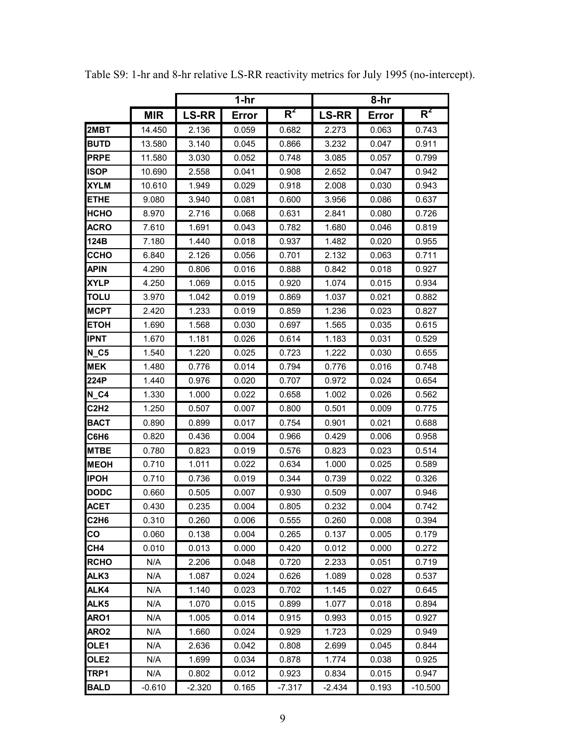Table S9: 1-hr and 8-hr relative LS-RR reactivity metrics for July 1995 (no-intercept).

| | | 1-hr | | | 8-hr | | |
|---|---|---|---|---|---|---|---|
| | **MIR** | **LS-RR** | **Error** | **$R^2$** | **LS-RR** | **Error** | **$R^2$** |
| **2MBT** | 14.450 | 2.136 | 0.059 | 0.682 | 2.273 | 0.063 | 0.743 |
| **BUTD** | 13.580 | 3.140 | 0.045 | 0.866 | 3.232 | 0.047 | 0.911 |
| **PRPE** | 11.580 | 3.030 | 0.052 | 0.748 | 3.085 | 0.057 | 0.799 |
| **ISOP** | 10.690 | 2.558 | 0.041 | 0.908 | 2.652 | 0.047 | 0.942 |
| **XYLM** | 10.610 | 1.949 | 0.029 | 0.918 | 2.008 | 0.030 | 0.943 |
| **ETHE** | 9.080 | 3.940 | 0.081 | 0.600 | 3.956 | 0.086 | 0.637 |
| **HCHO** | 8.970 | 2.716 | 0.068 | 0.631 | 2.841 | 0.080 | 0.726 |
| **ACRO** | 7.610 | 1.691 | 0.043 | 0.782 | 1.680 | 0.046 | 0.819 |
| **124B** | 7.180 | 1.440 | 0.018 | 0.937 | 1.482 | 0.020 | 0.955 |
| **CCHO** | 6.840 | 2.126 | 0.056 | 0.701 | 2.132 | 0.063 | 0.711 |
| **APIN** | 4.290 | 0.806 | 0.016 | 0.888 | 0.842 | 0.018 | 0.927 |
| **XYLP** | 4.250 | 1.069 | 0.015 | 0.920 | 1.074 | 0.015 | 0.934 |
| **TOLU** | 3.970 | 1.042 | 0.019 | 0.869 | 1.037 | 0.021 | 0.882 |
| **MCPT** | 2.420 | 1.233 | 0.019 | 0.859 | 1.236 | 0.023 | 0.827 |
| **ETOH** | 1.690 | 1.568 | 0.030 | 0.697 | 1.565 | 0.035 | 0.615 |
| **IPNT** | 1.670 | 1.181 | 0.026 | 0.614 | 1.183 | 0.031 | 0.529 |
| **N_C5** | 1.540 | 1.220 | 0.025 | 0.723 | 1.222 | 0.030 | 0.655 |
| **MEK** | 1.480 | 0.776 | 0.014 | 0.794 | 0.776 | 0.016 | 0.748 |
| **224P** | 1.440 | 0.976 | 0.020 | 0.707 | 0.972 | 0.024 | 0.654 |
| **N_C4** | 1.330 | 1.000 | 0.022 | 0.658 | 1.002 | 0.026 | 0.562 |
| **C2H2** | 1.250 | 0.507 | 0.007 | 0.800 | 0.501 | 0.009 | 0.775 |
| **BACT** | 0.890 | 0.899 | 0.017 | 0.754 | 0.901 | 0.021 | 0.688 |
| **C6H6** | 0.820 | 0.436 | 0.004 | 0.966 | 0.429 | 0.006 | 0.958 |
| **MTBE** | 0.780 | 0.823 | 0.019 | 0.576 | 0.823 | 0.023 | 0.514 |
| **MEOH** | 0.710 | 1.011 | 0.022 | 0.634 | 1.000 | 0.025 | 0.589 |
| **IPOH** | 0.710 | 0.736 | 0.019 | 0.344 | 0.739 | 0.022 | 0.326 |
| **DODC** | 0.660 | 0.505 | 0.007 | 0.930 | 0.509 | 0.007 | 0.946 |
| **ACET** | 0.430 | 0.235 | 0.004 | 0.805 | 0.232 | 0.004 | 0.742 |
| **C2H6** | 0.310 | 0.260 | 0.006 | 0.555 | 0.260 | 0.008 | 0.394 |
| **CO** | 0.060 | 0.138 | 0.004 | 0.265 | 0.137 | 0.005 | 0.179 |
| **CH4** | 0.010 | 0.013 | 0.000 | 0.420 | 0.012 | 0.000 | 0.272 |
| **RCHO** | N/A | 2.206 | 0.048 | 0.720 | 2.233 | 0.051 | 0.719 |
| **ALK3** | N/A | 1.087 | 0.024 | 0.626 | 1.089 | 0.028 | 0.537 |
| **ALK4** | N/A | 1.140 | 0.023 | 0.702 | 1.145 | 0.027 | 0.645 |
| **ALK5** | N/A | 1.070 | 0.015 | 0.899 | 1.077 | 0.018 | 0.894 |
| **ARO1** | N/A | 1.005 | 0.014 | 0.915 | 0.993 | 0.015 | 0.927 |
| **ARO2** | N/A | 1.660 | 0.024 | 0.929 | 1.723 | 0.029 | 0.949 |
| **OLE1** | N/A | 2.636 | 0.042 | 0.808 | 2.699 | 0.045 | 0.844 |
| **OLE2** | N/A | 1.699 | 0.034 | 0.878 | 1.774 | 0.038 | 0.925 |
| **TRP1** | N/A | 0.802 | 0.012 | 0.923 | 0.834 | 0.015 | 0.947 |
| **BALD** | -0.610 | -2.320 | 0.165 | -7.317 | -2.434 | 0.193 | -10.500 |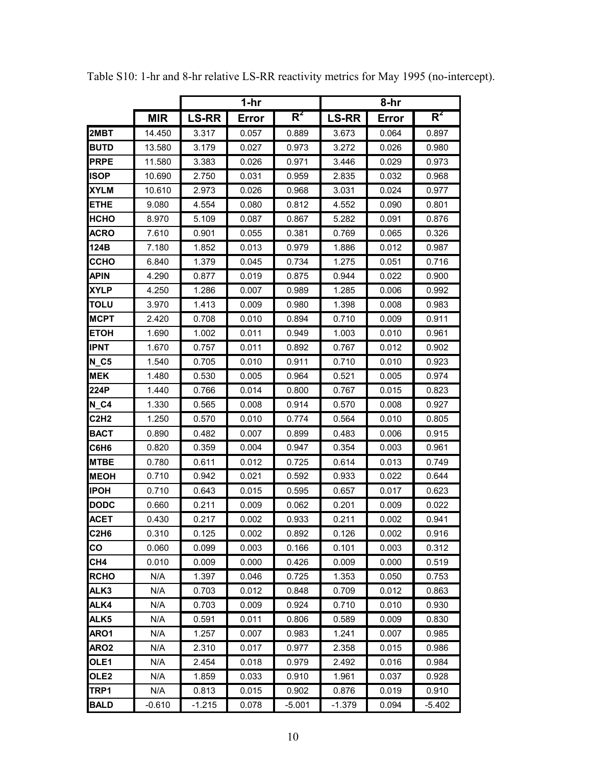Table S10: 1-hr and 8-hr relative LS-RR reactivity metrics for May 1995 (no-intercept).

| | | 1-hr | | | 8-hr | | |
|---|---|---|---|---|---|---|---|
| | MIR | LS-RR | Error | $R^2$ | LS-RR | Error | $R^2$ |
| 2MBT | 14.450 | 3.317 | 0.057 | 0.889 | 3.673 | 0.064 | 0.897 |
| BUTD | 13.580 | 3.179 | 0.027 | 0.973 | 3.272 | 0.026 | 0.980 |
| PRPE | 11.580 | 3.383 | 0.026 | 0.971 | 3.446 | 0.029 | 0.973 |
| ISOP | 10.690 | 2.750 | 0.031 | 0.959 | 2.835 | 0.032 | 0.968 |
| XYLM | 10.610 | 2.973 | 0.026 | 0.968 | 3.031 | 0.024 | 0.977 |
| ETHE | 9.080 | 4.554 | 0.080 | 0.812 | 4.552 | 0.090 | 0.801 |
| HCHO | 8.970 | 5.109 | 0.087 | 0.867 | 5.282 | 0.091 | 0.876 |
| ACRO | 7.610 | 0.901 | 0.055 | 0.381 | 0.769 | 0.065 | 0.326 |
| 124B | 7.180 | 1.852 | 0.013 | 0.979 | 1.886 | 0.012 | 0.987 |
| CCHO | 6.840 | 1.379 | 0.045 | 0.734 | 1.275 | 0.051 | 0.716 |
| APIN | 4.290 | 0.877 | 0.019 | 0.875 | 0.944 | 0.022 | 0.900 |
| XYLP | 4.250 | 1.286 | 0.007 | 0.989 | 1.285 | 0.006 | 0.992 |
| TOLU | 3.970 | 1.413 | 0.009 | 0.980 | 1.398 | 0.008 | 0.983 |
| MCPT | 2.420 | 0.708 | 0.010 | 0.894 | 0.710 | 0.009 | 0.911 |
| ETOH | 1.690 | 1.002 | 0.011 | 0.949 | 1.003 | 0.010 | 0.961 |
| IPNT | 1.670 | 0.757 | 0.011 | 0.892 | 0.767 | 0.012 | 0.902 |
| N_C5 | 1.540 | 0.705 | 0.010 | 0.911 | 0.710 | 0.010 | 0.923 |
| MEK | 1.480 | 0.530 | 0.005 | 0.964 | 0.521 | 0.005 | 0.974 |
| 224P | 1.440 | 0.766 | 0.014 | 0.800 | 0.767 | 0.015 | 0.823 |
| N_C4 | 1.330 | 0.565 | 0.008 | 0.914 | 0.570 | 0.008 | 0.927 |
| C2H2 | 1.250 | 0.570 | 0.010 | 0.774 | 0.564 | 0.010 | 0.805 |
| BACT | 0.890 | 0.482 | 0.007 | 0.899 | 0.483 | 0.006 | 0.915 |
| C6H6 | 0.820 | 0.359 | 0.004 | 0.947 | 0.354 | 0.003 | 0.961 |
| MTBE | 0.780 | 0.611 | 0.012 | 0.725 | 0.614 | 0.013 | 0.749 |
| MEOH | 0.710 | 0.942 | 0.021 | 0.592 | 0.933 | 0.022 | 0.644 |
| IPOH | 0.710 | 0.643 | 0.015 | 0.595 | 0.657 | 0.017 | 0.623 |
| DODC | 0.660 | 0.211 | 0.009 | 0.062 | 0.201 | 0.009 | 0.022 |
| ACET | 0.430 | 0.217 | 0.002 | 0.933 | 0.211 | 0.002 | 0.941 |
| C2H6 | 0.310 | 0.125 | 0.002 | 0.892 | 0.126 | 0.002 | 0.916 |
| CO | 0.060 | 0.099 | 0.003 | 0.166 | 0.101 | 0.003 | 0.312 |
| CH4 | 0.010 | 0.009 | 0.000 | 0.426 | 0.009 | 0.000 | 0.519 |
| RCHO | N/A | 1.397 | 0.046 | 0.725 | 1.353 | 0.050 | 0.753 |
| ALK3 | N/A | 0.703 | 0.012 | 0.848 | 0.709 | 0.012 | 0.863 |
| ALK4 | N/A | 0.703 | 0.009 | 0.924 | 0.710 | 0.010 | 0.930 |
| ALK5 | N/A | 0.591 | 0.011 | 0.806 | 0.589 | 0.009 | 0.830 |
| ARO1 | N/A | 1.257 | 0.007 | 0.983 | 1.241 | 0.007 | 0.985 |
| ARO2 | N/A | 2.310 | 0.017 | 0.977 | 2.358 | 0.015 | 0.986 |
| OLE1 | N/A | 2.454 | 0.018 | 0.979 | 2.492 | 0.016 | 0.984 |
| OLE2 | N/A | 1.859 | 0.033 | 0.910 | 1.961 | 0.037 | 0.928 |
| TRP1 | N/A | 0.813 | 0.015 | 0.902 | 0.876 | 0.019 | 0.910 |
| BALD | -0.610 | -1.215 | 0.078 | -5.001 | -1.379 | 0.094 | -5.402 |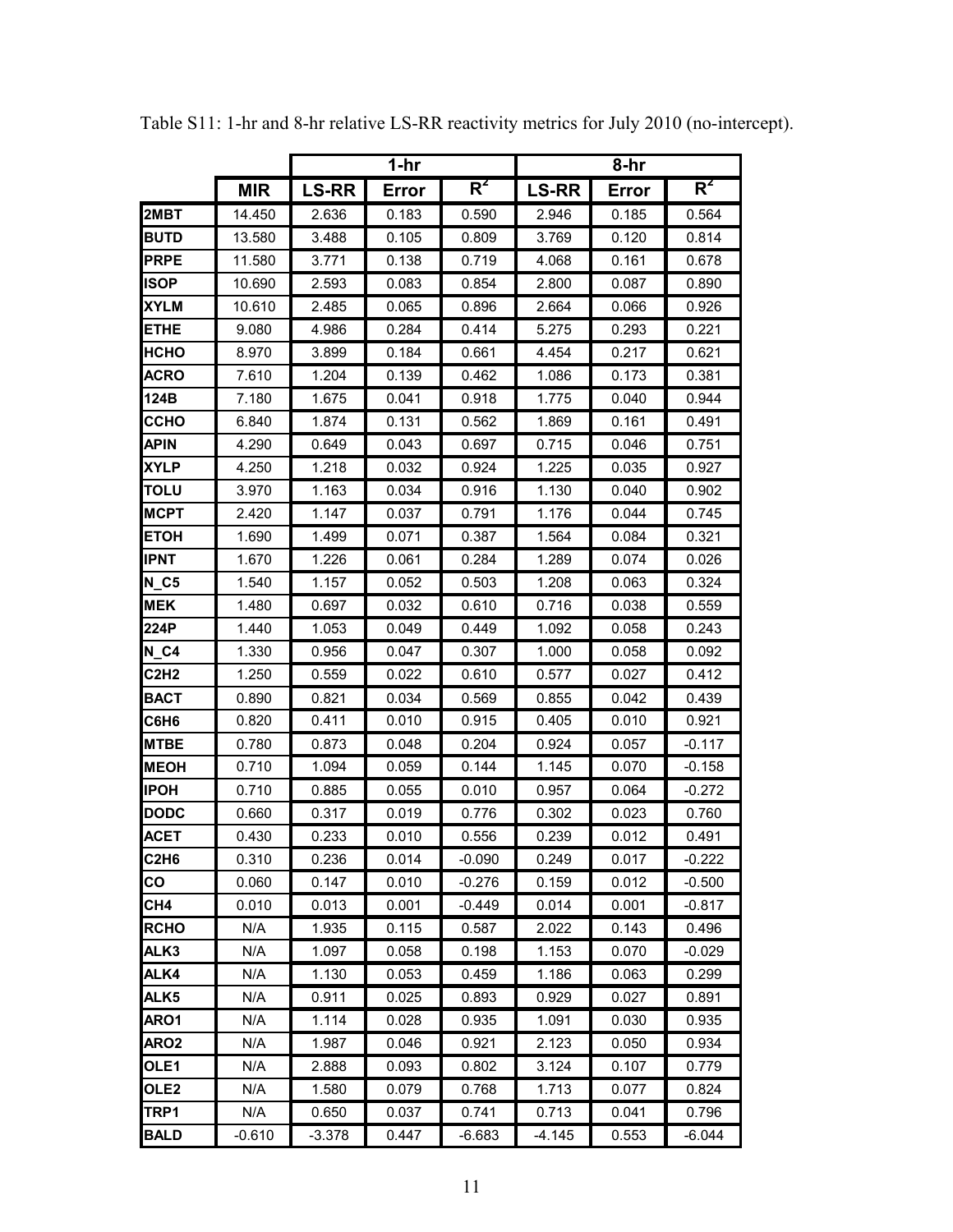Table S11: 1-hr and 8-hr relative LS-RR reactivity metrics for July 2010 (no-intercept).

| | | 1-hr | | | 8-hr | | |
|---|---|---|---|---|---|---|---|
| | MIR | LS-RR | Error | $R^2$ | LS-RR | Error | $R^2$ |
| 2MBT | 14.450 | 2.636 | 0.183 | 0.590 | 2.946 | 0.185 | 0.564 |
| BUTD | 13.580 | 3.488 | 0.105 | 0.809 | 3.769 | 0.120 | 0.814 |
| PRPE | 11.580 | 3.771 | 0.138 | 0.719 | 4.068 | 0.161 | 0.678 |
| ISOP | 10.690 | 2.593 | 0.083 | 0.854 | 2.800 | 0.087 | 0.890 |
| XYLM | 10.610 | 2.485 | 0.065 | 0.896 | 2.664 | 0.066 | 0.926 |
| ETHE | 9.080 | 4.986 | 0.284 | 0.414 | 5.275 | 0.293 | 0.221 |
| HCHO | 8.970 | 3.899 | 0.184 | 0.661 | 4.454 | 0.217 | 0.621 |
| ACRO | 7.610 | 1.204 | 0.139 | 0.462 | 1.086 | 0.173 | 0.381 |
| 124B | 7.180 | 1.675 | 0.041 | 0.918 | 1.775 | 0.040 | 0.944 |
| CCHO | 6.840 | 1.874 | 0.131 | 0.562 | 1.869 | 0.161 | 0.491 |
| APIN | 4.290 | 0.649 | 0.043 | 0.697 | 0.715 | 0.046 | 0.751 |
| XYLP | 4.250 | 1.218 | 0.032 | 0.924 | 1.225 | 0.035 | 0.927 |
| TOLU | 3.970 | 1.163 | 0.034 | 0.916 | 1.130 | 0.040 | 0.902 |
| MCPT | 2.420 | 1.147 | 0.037 | 0.791 | 1.176 | 0.044 | 0.745 |
| ETOH | 1.690 | 1.499 | 0.071 | 0.387 | 1.564 | 0.084 | 0.321 |
| IPNT | 1.670 | 1.226 | 0.061 | 0.284 | 1.289 | 0.074 | 0.026 |
| N_C5 | 1.540 | 1.157 | 0.052 | 0.503 | 1.208 | 0.063 | 0.324 |
| MEK | 1.480 | 0.697 | 0.032 | 0.610 | 0.716 | 0.038 | 0.559 |
| 224P | 1.440 | 1.053 | 0.049 | 0.449 | 1.092 | 0.058 | 0.243 |
| N_C4 | 1.330 | 0.956 | 0.047 | 0.307 | 1.000 | 0.058 | 0.092 |
| C2H2 | 1.250 | 0.559 | 0.022 | 0.610 | 0.577 | 0.027 | 0.412 |
| BACT | 0.890 | 0.821 | 0.034 | 0.569 | 0.855 | 0.042 | 0.439 |
| C6H6 | 0.820 | 0.411 | 0.010 | 0.915 | 0.405 | 0.010 | 0.921 |
| MTBE | 0.780 | 0.873 | 0.048 | 0.204 | 0.924 | 0.057 | -0.117 |
| MEOH | 0.710 | 1.094 | 0.059 | 0.144 | 1.145 | 0.070 | -0.158 |
| IPOH | 0.710 | 0.885 | 0.055 | 0.010 | 0.957 | 0.064 | -0.272 |
| DODC | 0.660 | 0.317 | 0.019 | 0.776 | 0.302 | 0.023 | 0.760 |
| ACET | 0.430 | 0.233 | 0.010 | 0.556 | 0.239 | 0.012 | 0.491 |
| C2H6 | 0.310 | 0.236 | 0.014 | -0.090 | 0.249 | 0.017 | -0.222 |
| CO | 0.060 | 0.147 | 0.010 | -0.276 | 0.159 | 0.012 | -0.500 |
| CH4 | 0.010 | 0.013 | 0.001 | -0.449 | 0.014 | 0.001 | -0.817 |
| RCHO | N/A | 1.935 | 0.115 | 0.587 | 2.022 | 0.143 | 0.496 |
| ALK3 | N/A | 1.097 | 0.058 | 0.198 | 1.153 | 0.070 | -0.029 |
| ALK4 | N/A | 1.130 | 0.053 | 0.459 | 1.186 | 0.063 | 0.299 |
| ALK5 | N/A | 0.911 | 0.025 | 0.893 | 0.929 | 0.027 | 0.891 |
| ARO1 | N/A | 1.114 | 0.028 | 0.935 | 1.091 | 0.030 | 0.935 |
| ARO2 | N/A | 1.987 | 0.046 | 0.921 | 2.123 | 0.050 | 0.934 |
| OLE1 | N/A | 2.888 | 0.093 | 0.802 | 3.124 | 0.107 | 0.779 |
| OLE2 | N/A | 1.580 | 0.079 | 0.768 | 1.713 | 0.077 | 0.824 |
| TRP1 | N/A | 0.650 | 0.037 | 0.741 | 0.713 | 0.041 | 0.796 |
| BALD | -0.610 | -3.378 | 0.447 | -6.683 | -4.145 | 0.553 | -6.044 |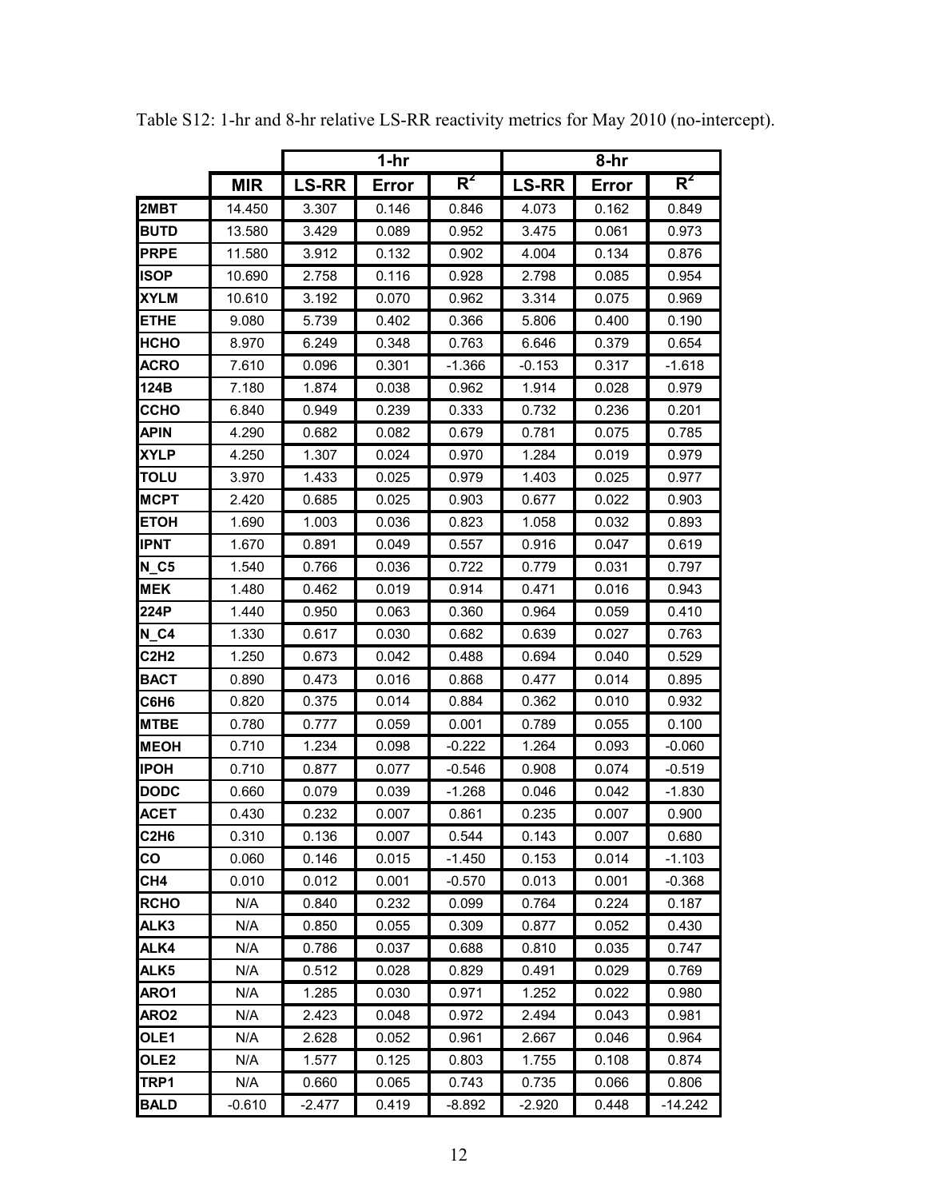Table S12: 1-hr and 8-hr relative LS-RR reactivity metrics for May 2010 (no-intercept).

| | | 1-hr | | | 8-hr | | |
|---|---|---|---|---|---|---|---|
| | MIR | LS-RR | Error | $R^2$ | LS-RR | Error | $R^2$ |
| 2MBT | 14.450 | 3.307 | 0.146 | 0.846 | 4.073 | 0.162 | 0.849 |
| BUTD | 13.580 | 3.429 | 0.089 | 0.952 | 3.475 | 0.061 | 0.973 |
| PRPE | 11.580 | 3.912 | 0.132 | 0.902 | 4.004 | 0.134 | 0.876 |
| ISOP | 10.690 | 2.758 | 0.116 | 0.928 | 2.798 | 0.085 | 0.954 |
| XYLM | 10.610 | 3.192 | 0.070 | 0.962 | 3.314 | 0.075 | 0.969 |
| ETHE | 9.080 | 5.739 | 0.402 | 0.366 | 5.806 | 0.400 | 0.190 |
| HCHO | 8.970 | 6.249 | 0.348 | 0.763 | 6.646 | 0.379 | 0.654 |
| ACRO | 7.610 | 0.096 | 0.301 | -1.366 | -0.153 | 0.317 | -1.618 |
| 124B | 7.180 | 1.874 | 0.038 | 0.962 | 1.914 | 0.028 | 0.979 |
| CCHO | 6.840 | 0.949 | 0.239 | 0.333 | 0.732 | 0.236 | 0.201 |
| APIN | 4.290 | 0.682 | 0.082 | 0.679 | 0.781 | 0.075 | 0.785 |
| XYLP | 4.250 | 1.307 | 0.024 | 0.970 | 1.284 | 0.019 | 0.979 |
| TOLU | 3.970 | 1.433 | 0.025 | 0.979 | 1.403 | 0.025 | 0.977 |
| MCPT | 2.420 | 0.685 | 0.025 | 0.903 | 0.677 | 0.022 | 0.903 |
| ETOH | 1.690 | 1.003 | 0.036 | 0.823 | 1.058 | 0.032 | 0.893 |
| IPNT | 1.670 | 0.891 | 0.049 | 0.557 | 0.916 | 0.047 | 0.619 |
| N_C5 | 1.540 | 0.766 | 0.036 | 0.722 | 0.779 | 0.031 | 0.797 |
| MEK | 1.480 | 0.462 | 0.019 | 0.914 | 0.471 | 0.016 | 0.943 |
| 224P | 1.440 | 0.950 | 0.063 | 0.360 | 0.964 | 0.059 | 0.410 |
| N_C4 | 1.330 | 0.617 | 0.030 | 0.682 | 0.639 | 0.027 | 0.763 |
| C2H2 | 1.250 | 0.673 | 0.042 | 0.488 | 0.694 | 0.040 | 0.529 |
| BACT | 0.890 | 0.473 | 0.016 | 0.868 | 0.477 | 0.014 | 0.895 |
| C6H6 | 0.820 | 0.375 | 0.014 | 0.884 | 0.362 | 0.010 | 0.932 |
| MTBE | 0.780 | 0.777 | 0.059 | 0.001 | 0.789 | 0.055 | 0.100 |
| MEOH | 0.710 | 1.234 | 0.098 | -0.222 | 1.264 | 0.093 | -0.060 |
| IPOH | 0.710 | 0.877 | 0.077 | -0.546 | 0.908 | 0.074 | -0.519 |
| DODC | 0.660 | 0.079 | 0.039 | -1.268 | 0.046 | 0.042 | -1.830 |
| ACET | 0.430 | 0.232 | 0.007 | 0.861 | 0.235 | 0.007 | 0.900 |
| C2H6 | 0.310 | 0.136 | 0.007 | 0.544 | 0.143 | 0.007 | 0.680 |
| CO | 0.060 | 0.146 | 0.015 | -1.450 | 0.153 | 0.014 | -1.103 |
| CH4 | 0.010 | 0.012 | 0.001 | -0.570 | 0.013 | 0.001 | -0.368 |
| RCHO | N/A | 0.840 | 0.232 | 0.099 | 0.764 | 0.224 | 0.187 |
| ALK3 | N/A | 0.850 | 0.055 | 0.309 | 0.877 | 0.052 | 0.430 |
| ALK4 | N/A | 0.786 | 0.037 | 0.688 | 0.810 | 0.035 | 0.747 |
| ALK5 | N/A | 0.512 | 0.028 | 0.829 | 0.491 | 0.029 | 0.769 |
| ARO1 | N/A | 1.285 | 0.030 | 0.971 | 1.252 | 0.022 | 0.980 |
| ARO2 | N/A | 2.423 | 0.048 | 0.972 | 2.494 | 0.043 | 0.981 |
| OLE1 | N/A | 2.628 | 0.052 | 0.961 | 2.667 | 0.046 | 0.964 |
| OLE2 | N/A | 1.577 | 0.125 | 0.803 | 1.755 | 0.108 | 0.874 |
| TRP1 | N/A | 0.660 | 0.065 | 0.743 | 0.735 | 0.066 | 0.806 |
| BALD | -0.610 | -2.477 | 0.419 | -8.892 | -2.920 | 0.448 | -14.242 |